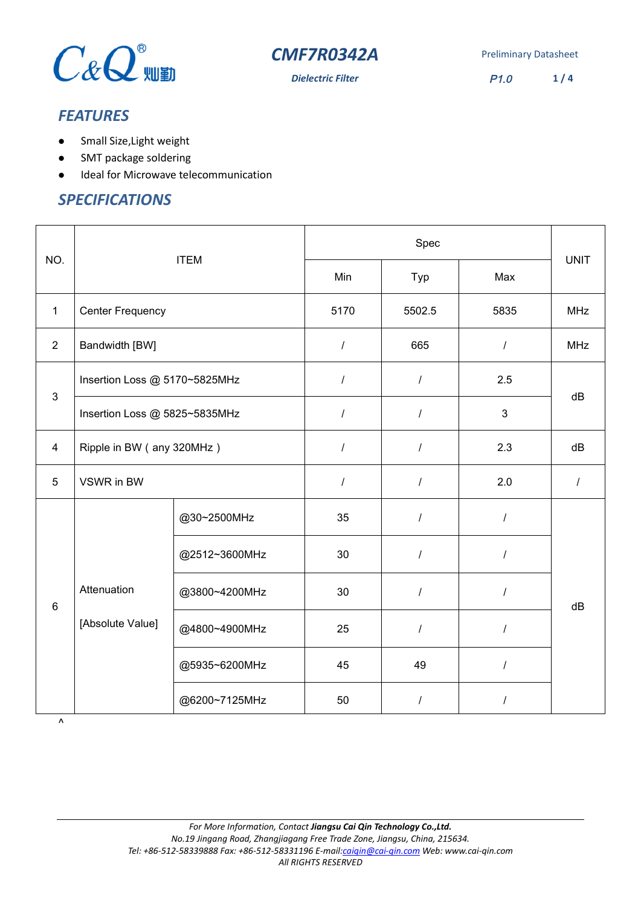# CMF7R0342A

*Dielectric Filter*

Preliminary Datasheet

P1.0

## FEATURES

- Small Size,Light weight
- SMT package soldering
- Ideal for Microwave telecommunication

## SPECIFICATIONS

| NO. | ITEM | | Spec | | | UNIT |
|---|---|---|---|---|---|---|
| | | | Min | Typ | Max | |
| 1 | Center Frequency | | 5170 | 5502.5 | 5835 | MHz |
| 2 | Bandwidth [BW] | | / | 665 | / | MHz |
| 3 | Insertion Loss @ 5170~5825MHz | | / | / | 2.5 | dB |
| | Insertion Loss @ 5825~5835MHz | | / | / | 3 | |
| 4 | Ripple in BW ( any 320MHz ) | | / | / | 2.3 | dB |
| 5 | VSWR in BW | | / | / | 2.0 | / |
| 6 | Attenuation [Absolute Value] | @30~2500MHz | 35 | / | / | dB |
| | | @2512~3600MHz | 30 | / | / | |
| | | @3800~4200MHz | 30 | / | / | |
| | | @4800~4900MHz | 25 | / | / | |
| | | @5935~6200MHz | 45 | 49 | / | |
| | | @6200~7125MHz | 50 | / | / | |

^

*For More Information, Contact **Jiangsu Cai Qin Technology Co.,Ltd.***
*No.19 Jingang Road, Zhangjiagang Free Trade Zone, Jiangsu, China, 215634.*
*Tel: +86-512-58339888 Fax: +86-512-58331196 E-mail:caiqin@cai-qin.com Web: www.cai-qin.com*
*All RIGHTS RESERVED*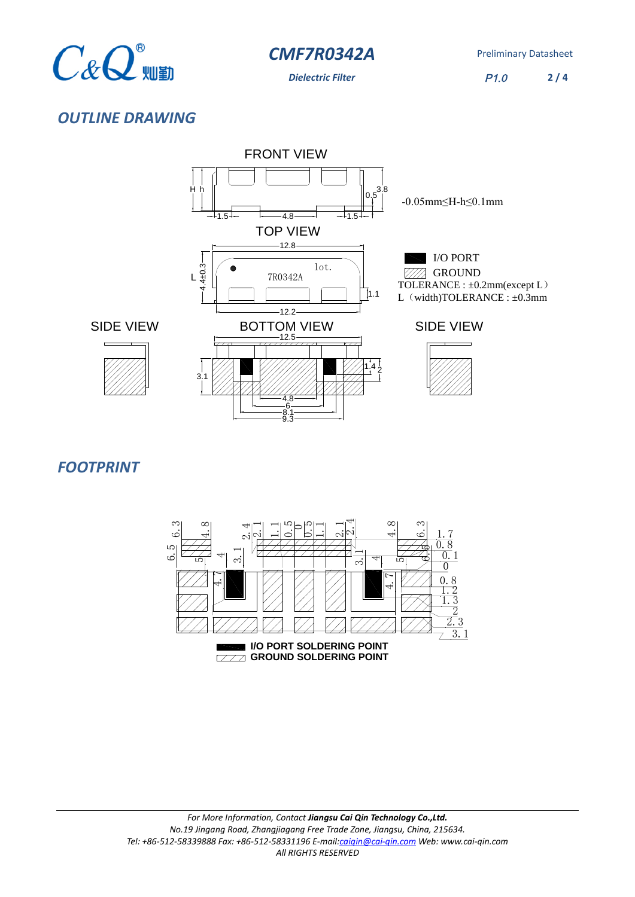## OUTLINE DRAWING

FRONT VIEW

-0.05mm≤H-h≤0.1mm

TOP VIEW

I/O PORT

GROUND

TOLERANCE : ±0.2mm(except L)

L (width)TOLERANCE : ±0.3mm

SIDE VIEW

BOTTOM VIEW

SIDE VIEW

## FOOTPRINT

I/O PORT SOLDERING POINT

GROUND SOLDERING POINT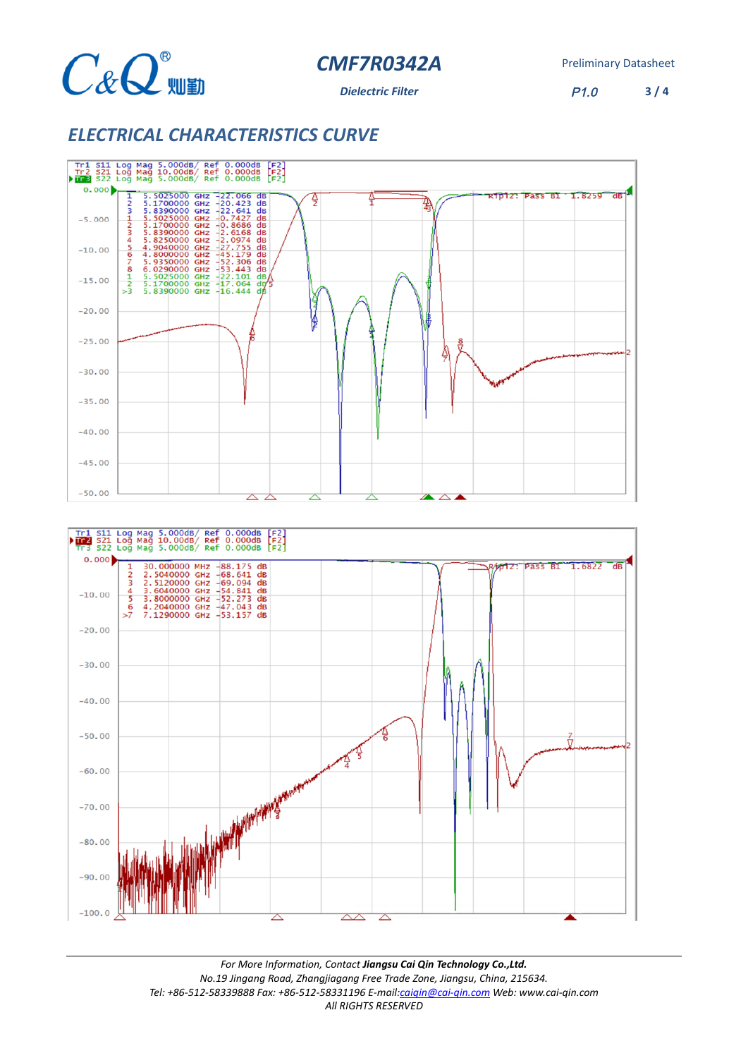## ELECTRICAL CHARACTERISTICS CURVE

Tr1 S11 Log Mag 5.000dB/ Ref 0.000dB [F2]
Tr2 S21 Log Mag 10.00dB/ Ref 0.000dB [F2]
Tr3 S22 Log Mag 5.000dB/ Ref 0.000dB [F2]

| Marker | Frequency | Value |
|---|---|---|
| 1 | 5.5025000 GHz | -22.066 dB |
| 2 | 5.1700000 GHz | -20.423 dB |
| 3 | 5.8390000 GHz | -22.641 dB |
| 1 | 5.5025000 GHz | -0.7427 dB |
| 2 | 5.1700000 GHz | -0.8686 dB |
| 3 | 5.8390000 GHz | -2.6168 dB |
| 4 | 5.8250000 GHz | -2.0974 dB |
| 5 | 4.9040000 GHz | -27.755 dB |
| 6 | 4.8000000 GHz | -45.179 dB |
| 7 | 5.9350000 GHz | -52.306 dB |
| 8 | 6.0290000 GHz | -53.443 dB |
| 1 | 5.5025000 GHz | -22.101 dB |
| 2 | 5.1700000 GHz | -17.064 dB |
| >3 | 5.8390000 GHz | -16.444 dB |

Rip12: Pass B1 1.8259 dB

Tr1 S11 Log Mag 5.000dB/ Ref 0.000dB [F2]
Tr2 S21 Log Mag 10.00dB/ Ref 0.000dB [F2]
Tr3 S22 Log Mag 5.000dB/ Ref 0.000dB [F2]

| Marker | Frequency | Value |
|---|---|---|
| 1 | 30.000000 MHz | -88.175 dB |
| 2 | 2.5040000 GHz | -68.641 dB |
| 3 | 2.5120000 GHz | -69.094 dB |
| 4 | 3.6040000 GHz | -54.841 dB |
| 5 | 3.8000000 GHz | -52.273 dB |
| 6 | 4.2040000 GHz | -47.043 dB |
| >7 | 7.1290000 GHz | -53.157 dB |

Rip12: Pass B1 1.6822 dB

*For More Information, Contact **Jiangsu Cai Qin Technology Co.,Ltd.***
*No.19 Jingang Road, Zhangjiagang Free Trade Zone, Jiangsu, China, 215634.*
*Tel: +86-512-58339888 Fax: +86-512-58331196 E-mail:caiqin@cai-qin.com Web: www.cai-qin.com*
*All RIGHTS RESERVED*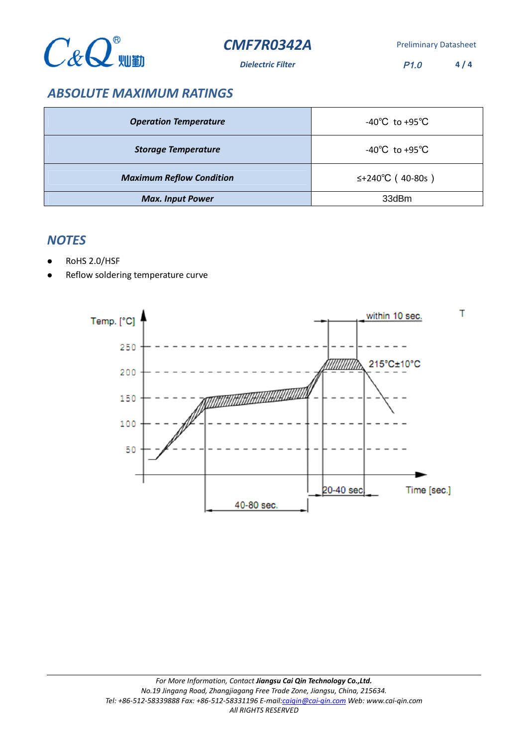## ABSOLUTE MAXIMUM RATINGS

| | |
|---|---|
| ***Operation Temperature*** | -40℃ to +95℃ |
| ***Storage Temperature*** | -40℃ to +95℃ |
| ***Maximum Reflow Condition*** | ≤+240℃（40-80s） |
| ***Max. Input Power*** | 33dBm |

## NOTES

- RoHS 2.0/HSF
- Reflow soldering temperature curve

Temp. [°C]

250

200

150

100

50

within 10 sec.

T

215°C±10°C

20-40 sec

Time [sec.]

40-80 sec.

*For More Information, Contact **Jiangsu Cai Qin Technology Co.,Ltd.***
*No.19 Jingang Road, Zhangjiagang Free Trade Zone, Jiangsu, China, 215634.*
*Tel: +86-512-58339888 Fax: +86-512-58331196 E-mail:caiqin@cai-qin.com Web: www.cai-qin.com*
*All RIGHTS RESERVED*